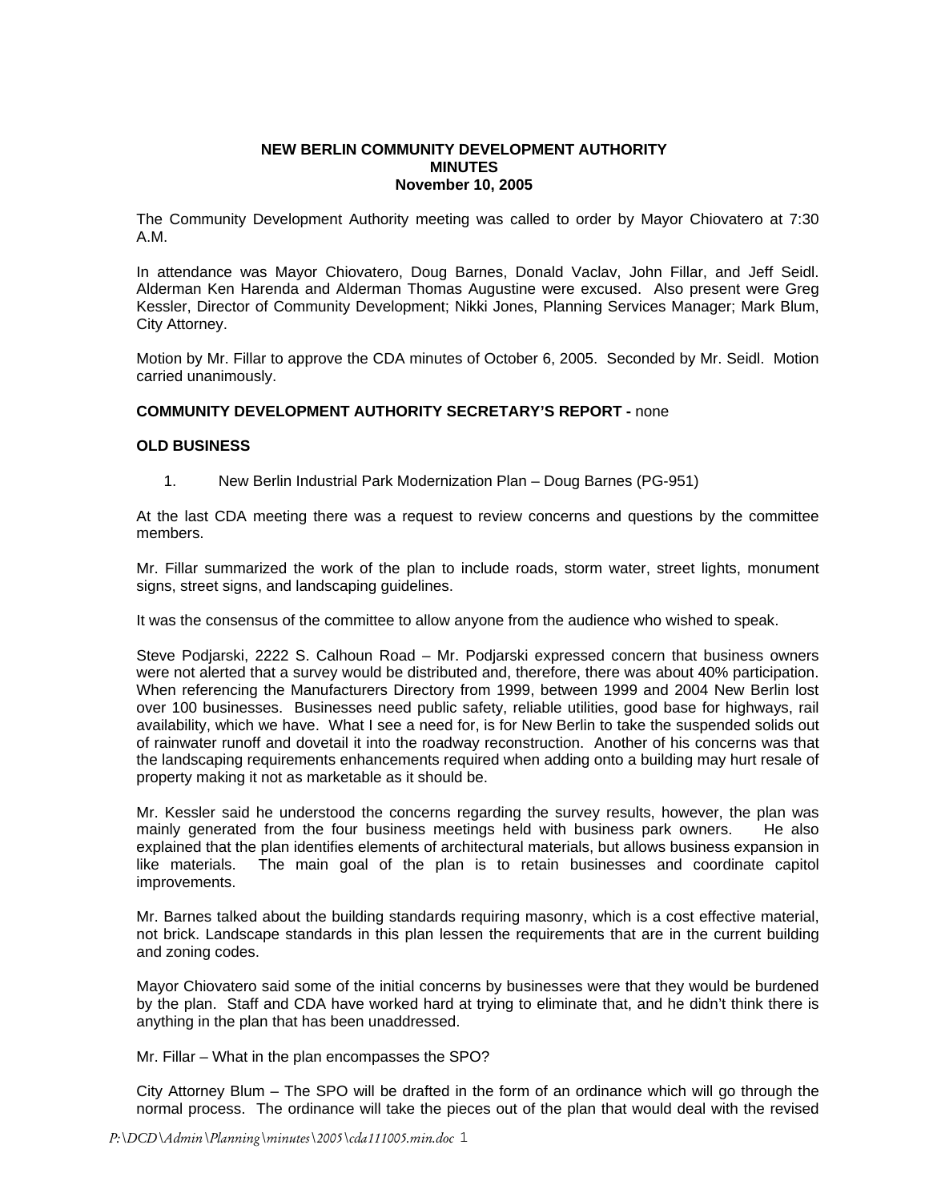**NEW BERLIN COMMUNITY DEVELOPMENT AUTHORITY**
**MINUTES**
**November 10, 2005**

The Community Development Authority meeting was called to order by Mayor Chiovatero at 7:30 A.M.

In attendance was Mayor Chiovatero, Doug Barnes, Donald Vaclav, John Fillar, and Jeff Seidl. Alderman Ken Harenda and Alderman Thomas Augustine were excused. Also present were Greg Kessler, Director of Community Development; Nikki Jones, Planning Services Manager; Mark Blum, City Attorney.

Motion by Mr. Fillar to approve the CDA minutes of October 6, 2005. Seconded by Mr. Seidl. Motion carried unanimously.

**COMMUNITY DEVELOPMENT AUTHORITY SECRETARY'S REPORT -** none

**OLD BUSINESS**

1. New Berlin Industrial Park Modernization Plan – Doug Barnes (PG-951)

At the last CDA meeting there was a request to review concerns and questions by the committee members.

Mr. Fillar summarized the work of the plan to include roads, storm water, street lights, monument signs, street signs, and landscaping guidelines.

It was the consensus of the committee to allow anyone from the audience who wished to speak.

Steve Podjarski, 2222 S. Calhoun Road – Mr. Podjarski expressed concern that business owners were not alerted that a survey would be distributed and, therefore, there was about 40% participation. When referencing the Manufacturers Directory from 1999, between 1999 and 2004 New Berlin lost over 100 businesses. Businesses need public safety, reliable utilities, good base for highways, rail availability, which we have. What I see a need for, is for New Berlin to take the suspended solids out of rainwater runoff and dovetail it into the roadway reconstruction. Another of his concerns was that the landscaping requirements enhancements required when adding onto a building may hurt resale of property making it not as marketable as it should be.

Mr. Kessler said he understood the concerns regarding the survey results, however, the plan was mainly generated from the four business meetings held with business park owners. He also explained that the plan identifies elements of architectural materials, but allows business expansion in like materials. The main goal of the plan is to retain businesses and coordinate capitol improvements.

Mr. Barnes talked about the building standards requiring masonry, which is a cost effective material, not brick. Landscape standards in this plan lessen the requirements that are in the current building and zoning codes.

Mayor Chiovatero said some of the initial concerns by businesses were that they would be burdened by the plan. Staff and CDA have worked hard at trying to eliminate that, and he didn't think there is anything in the plan that has been unaddressed.

Mr. Fillar – What in the plan encompasses the SPO?

City Attorney Blum – The SPO will be drafted in the form of an ordinance which will go through the normal process. The ordinance will take the pieces out of the plan that would deal with the revised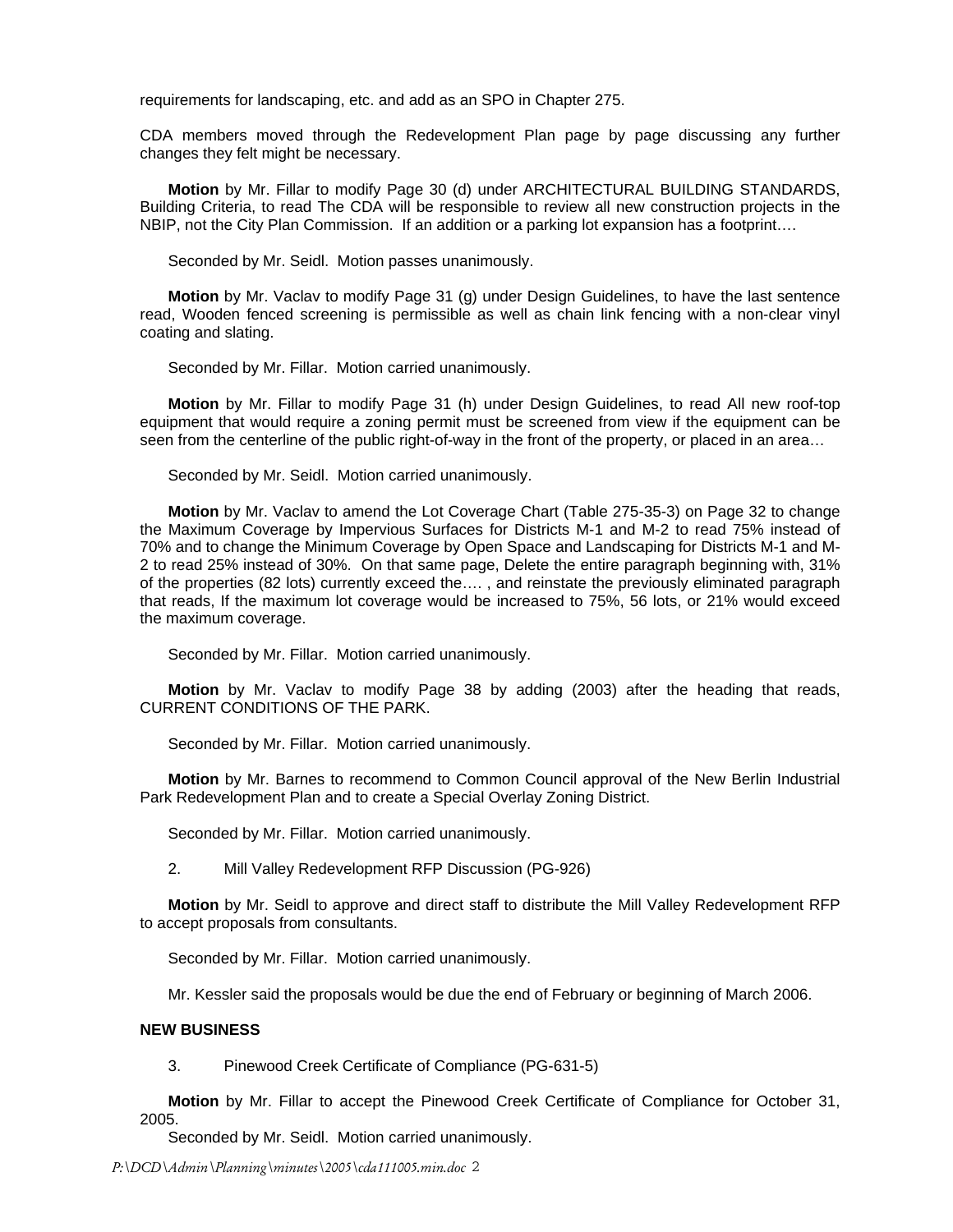requirements for landscaping, etc. and add as an SPO in Chapter 275.

CDA members moved through the Redevelopment Plan page by page discussing any further changes they felt might be necessary.

**Motion** by Mr. Fillar to modify Page 30 (d) under ARCHITECTURAL BUILDING STANDARDS, Building Criteria, to read The CDA will be responsible to review all new construction projects in the NBIP, not the City Plan Commission. If an addition or a parking lot expansion has a footprint….

Seconded by Mr. Seidl. Motion passes unanimously.

**Motion** by Mr. Vaclav to modify Page 31 (g) under Design Guidelines, to have the last sentence read, Wooden fenced screening is permissible as well as chain link fencing with a non-clear vinyl coating and slating.

Seconded by Mr. Fillar. Motion carried unanimously.

**Motion** by Mr. Fillar to modify Page 31 (h) under Design Guidelines, to read All new roof-top equipment that would require a zoning permit must be screened from view if the equipment can be seen from the centerline of the public right-of-way in the front of the property, or placed in an area…

Seconded by Mr. Seidl. Motion carried unanimously.

**Motion** by Mr. Vaclav to amend the Lot Coverage Chart (Table 275-35-3) on Page 32 to change the Maximum Coverage by Impervious Surfaces for Districts M-1 and M-2 to read 75% instead of 70% and to change the Minimum Coverage by Open Space and Landscaping for Districts M-1 and M-2 to read 25% instead of 30%. On that same page, Delete the entire paragraph beginning with, 31% of the properties (82 lots) currently exceed the…. , and reinstate the previously eliminated paragraph that reads, If the maximum lot coverage would be increased to 75%, 56 lots, or 21% would exceed the maximum coverage.

Seconded by Mr. Fillar. Motion carried unanimously.

**Motion** by Mr. Vaclav to modify Page 38 by adding (2003) after the heading that reads, CURRENT CONDITIONS OF THE PARK.

Seconded by Mr. Fillar. Motion carried unanimously.

**Motion** by Mr. Barnes to recommend to Common Council approval of the New Berlin Industrial Park Redevelopment Plan and to create a Special Overlay Zoning District.

Seconded by Mr. Fillar. Motion carried unanimously.

2. Mill Valley Redevelopment RFP Discussion (PG-926)

**Motion** by Mr. Seidl to approve and direct staff to distribute the Mill Valley Redevelopment RFP to accept proposals from consultants.

Seconded by Mr. Fillar. Motion carried unanimously.

Mr. Kessler said the proposals would be due the end of February or beginning of March 2006.

**NEW BUSINESS**

3. Pinewood Creek Certificate of Compliance (PG-631-5)

**Motion** by Mr. Fillar to accept the Pinewood Creek Certificate of Compliance for October 31, 2005.

Seconded by Mr. Seidl. Motion carried unanimously.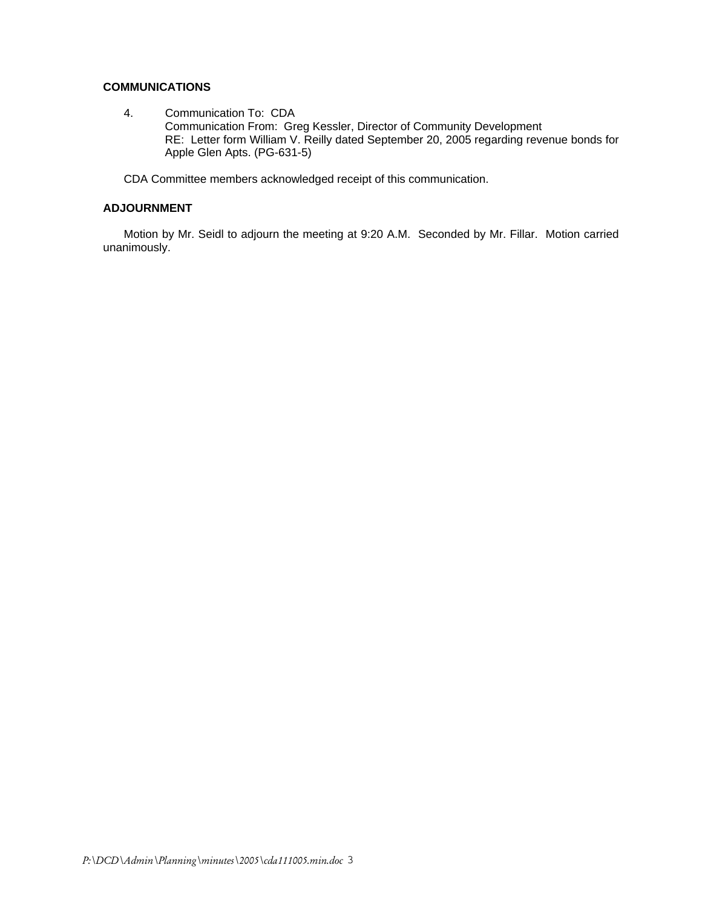**COMMUNICATIONS**

4. Communication To: CDA
   Communication From: Greg Kessler, Director of Community Development
   RE: Letter form William V. Reilly dated September 20, 2005 regarding revenue bonds for Apple Glen Apts. (PG-631-5)

CDA Committee members acknowledged receipt of this communication.

**ADJOURNMENT**

Motion by Mr. Seidl to adjourn the meeting at 9:20 A.M. Seconded by Mr. Fillar. Motion carried unanimously.